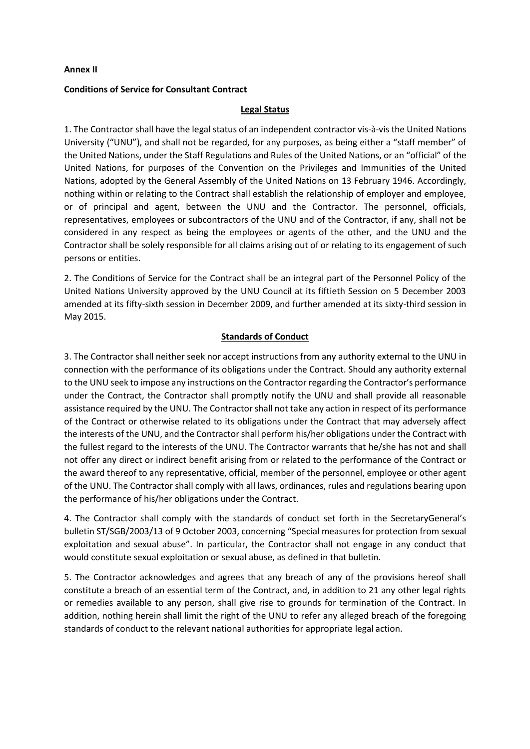**Annex II**

**Conditions of Service for Consultant Contract**

## Legal Status

1. The Contractor shall have the legal status of an independent contractor vis-à-vis the United Nations University ("UNU"), and shall not be regarded, for any purposes, as being either a "staff member" of the United Nations, under the Staff Regulations and Rules of the United Nations, or an "official" of the United Nations, for purposes of the Convention on the Privileges and Immunities of the United Nations, adopted by the General Assembly of the United Nations on 13 February 1946. Accordingly, nothing within or relating to the Contract shall establish the relationship of employer and employee, or of principal and agent, between the UNU and the Contractor. The personnel, officials, representatives, employees or subcontractors of the UNU and of the Contractor, if any, shall not be considered in any respect as being the employees or agents of the other, and the UNU and the Contractor shall be solely responsible for all claims arising out of or relating to its engagement of such persons or entities.

2. The Conditions of Service for the Contract shall be an integral part of the Personnel Policy of the United Nations University approved by the UNU Council at its fiftieth Session on 5 December 2003 amended at its fifty-sixth session in December 2009, and further amended at its sixty-third session in May 2015.

## Standards of Conduct

3. The Contractor shall neither seek nor accept instructions from any authority external to the UNU in connection with the performance of its obligations under the Contract. Should any authority external to the UNU seek to impose any instructions on the Contractor regarding the Contractor's performance under the Contract, the Contractor shall promptly notify the UNU and shall provide all reasonable assistance required by the UNU. The Contractor shall not take any action in respect of its performance of the Contract or otherwise related to its obligations under the Contract that may adversely affect the interests of the UNU, and the Contractor shall perform his/her obligations under the Contract with the fullest regard to the interests of the UNU. The Contractor warrants that he/she has not and shall not offer any direct or indirect benefit arising from or related to the performance of the Contract or the award thereof to any representative, official, member of the personnel, employee or other agent of the UNU. The Contractor shall comply with all laws, ordinances, rules and regulations bearing upon the performance of his/her obligations under the Contract.

4. The Contractor shall comply with the standards of conduct set forth in the SecretaryGeneral's bulletin ST/SGB/2003/13 of 9 October 2003, concerning "Special measures for protection from sexual exploitation and sexual abuse". In particular, the Contractor shall not engage in any conduct that would constitute sexual exploitation or sexual abuse, as defined in that bulletin.

5. The Contractor acknowledges and agrees that any breach of any of the provisions hereof shall constitute a breach of an essential term of the Contract, and, in addition to 21 any other legal rights or remedies available to any person, shall give rise to grounds for termination of the Contract. In addition, nothing herein shall limit the right of the UNU to refer any alleged breach of the foregoing standards of conduct to the relevant national authorities for appropriate legal action.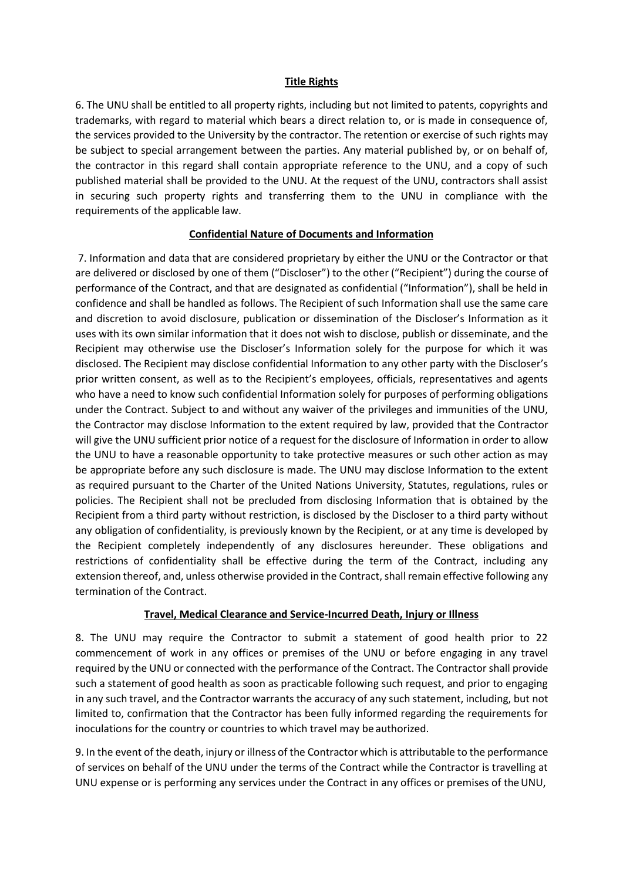**Title Rights**

6. The UNU shall be entitled to all property rights, including but not limited to patents, copyrights and trademarks, with regard to material which bears a direct relation to, or is made in consequence of, the services provided to the University by the contractor. The retention or exercise of such rights may be subject to special arrangement between the parties. Any material published by, or on behalf of, the contractor in this regard shall contain appropriate reference to the UNU, and a copy of such published material shall be provided to the UNU. At the request of the UNU, contractors shall assist in securing such property rights and transferring them to the UNU in compliance with the requirements of the applicable law.

**Confidential Nature of Documents and Information**

7. Information and data that are considered proprietary by either the UNU or the Contractor or that are delivered or disclosed by one of them ("Discloser") to the other ("Recipient") during the course of performance of the Contract, and that are designated as confidential ("Information"), shall be held in confidence and shall be handled as follows. The Recipient of such Information shall use the same care and discretion to avoid disclosure, publication or dissemination of the Discloser's Information as it uses with its own similar information that it does not wish to disclose, publish or disseminate, and the Recipient may otherwise use the Discloser's Information solely for the purpose for which it was disclosed. The Recipient may disclose confidential Information to any other party with the Discloser's prior written consent, as well as to the Recipient's employees, officials, representatives and agents who have a need to know such confidential Information solely for purposes of performing obligations under the Contract. Subject to and without any waiver of the privileges and immunities of the UNU, the Contractor may disclose Information to the extent required by law, provided that the Contractor will give the UNU sufficient prior notice of a request for the disclosure of Information in order to allow the UNU to have a reasonable opportunity to take protective measures or such other action as may be appropriate before any such disclosure is made. The UNU may disclose Information to the extent as required pursuant to the Charter of the United Nations University, Statutes, regulations, rules or policies. The Recipient shall not be precluded from disclosing Information that is obtained by the Recipient from a third party without restriction, is disclosed by the Discloser to a third party without any obligation of confidentiality, is previously known by the Recipient, or at any time is developed by the Recipient completely independently of any disclosures hereunder. These obligations and restrictions of confidentiality shall be effective during the term of the Contract, including any extension thereof, and, unless otherwise provided in the Contract, shall remain effective following any termination of the Contract.

**Travel, Medical Clearance and Service-Incurred Death, Injury or Illness**

8. The UNU may require the Contractor to submit a statement of good health prior to 22 commencement of work in any offices or premises of the UNU or before engaging in any travel required by the UNU or connected with the performance of the Contract. The Contractor shall provide such a statement of good health as soon as practicable following such request, and prior to engaging in any such travel, and the Contractor warrants the accuracy of any such statement, including, but not limited to, confirmation that the Contractor has been fully informed regarding the requirements for inoculations for the country or countries to which travel may be authorized.

9. In the event of the death, injury or illness of the Contractor which is attributable to the performance of services on behalf of the UNU under the terms of the Contract while the Contractor is travelling at UNU expense or is performing any services under the Contract in any offices or premises of the UNU,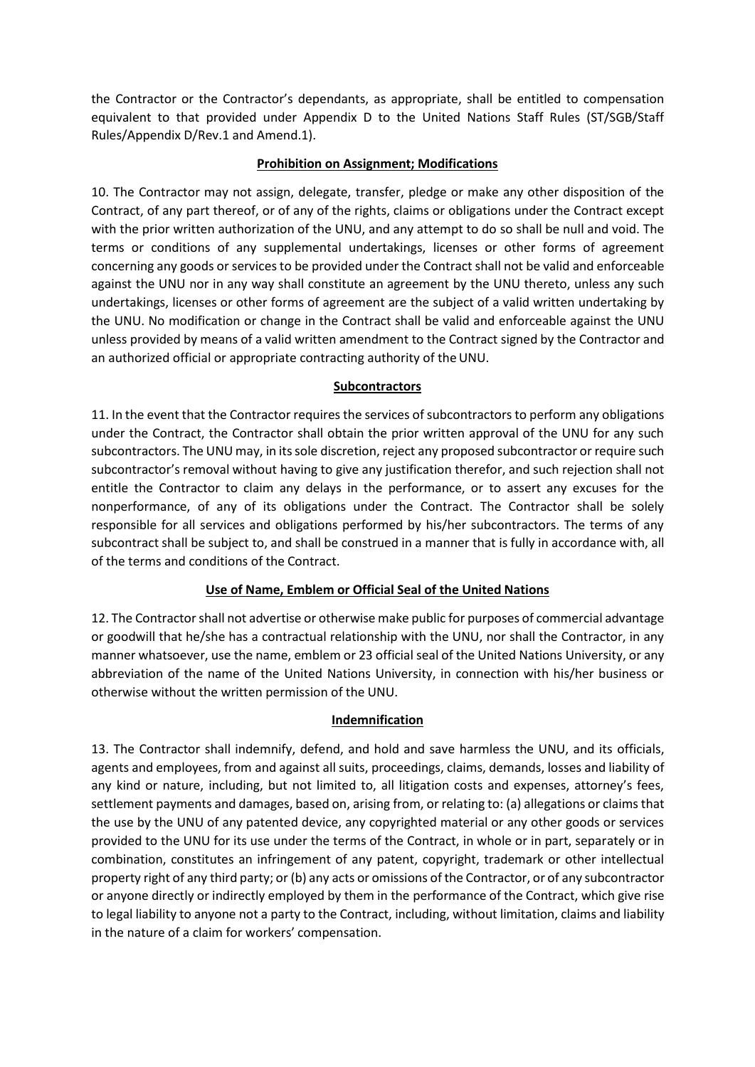the Contractor or the Contractor's dependants, as appropriate, shall be entitled to compensation equivalent to that provided under Appendix D to the United Nations Staff Rules (ST/SGB/Staff Rules/Appendix D/Rev.1 and Amend.1).

**Prohibition on Assignment; Modifications**

10. The Contractor may not assign, delegate, transfer, pledge or make any other disposition of the Contract, of any part thereof, or of any of the rights, claims or obligations under the Contract except with the prior written authorization of the UNU, and any attempt to do so shall be null and void. The terms or conditions of any supplemental undertakings, licenses or other forms of agreement concerning any goods or services to be provided under the Contract shall not be valid and enforceable against the UNU nor in any way shall constitute an agreement by the UNU thereto, unless any such undertakings, licenses or other forms of agreement are the subject of a valid written undertaking by the UNU. No modification or change in the Contract shall be valid and enforceable against the UNU unless provided by means of a valid written amendment to the Contract signed by the Contractor and an authorized official or appropriate contracting authority of the UNU.

**Subcontractors**

11. In the event that the Contractor requires the services of subcontractors to perform any obligations under the Contract, the Contractor shall obtain the prior written approval of the UNU for any such subcontractors. The UNU may, in its sole discretion, reject any proposed subcontractor or require such subcontractor's removal without having to give any justification therefor, and such rejection shall not entitle the Contractor to claim any delays in the performance, or to assert any excuses for the nonperformance, of any of its obligations under the Contract. The Contractor shall be solely responsible for all services and obligations performed by his/her subcontractors. The terms of any subcontract shall be subject to, and shall be construed in a manner that is fully in accordance with, all of the terms and conditions of the Contract.

**Use of Name, Emblem or Official Seal of the United Nations**

12. The Contractor shall not advertise or otherwise make public for purposes of commercial advantage or goodwill that he/she has a contractual relationship with the UNU, nor shall the Contractor, in any manner whatsoever, use the name, emblem or 23 official seal of the United Nations University, or any abbreviation of the name of the United Nations University, in connection with his/her business or otherwise without the written permission of the UNU.

**Indemnification**

13. The Contractor shall indemnify, defend, and hold and save harmless the UNU, and its officials, agents and employees, from and against all suits, proceedings, claims, demands, losses and liability of any kind or nature, including, but not limited to, all litigation costs and expenses, attorney's fees, settlement payments and damages, based on, arising from, or relating to: (a) allegations or claims that the use by the UNU of any patented device, any copyrighted material or any other goods or services provided to the UNU for its use under the terms of the Contract, in whole or in part, separately or in combination, constitutes an infringement of any patent, copyright, trademark or other intellectual property right of any third party; or (b) any acts or omissions of the Contractor, or of any subcontractor or anyone directly or indirectly employed by them in the performance of the Contract, which give rise to legal liability to anyone not a party to the Contract, including, without limitation, claims and liability in the nature of a claim for workers' compensation.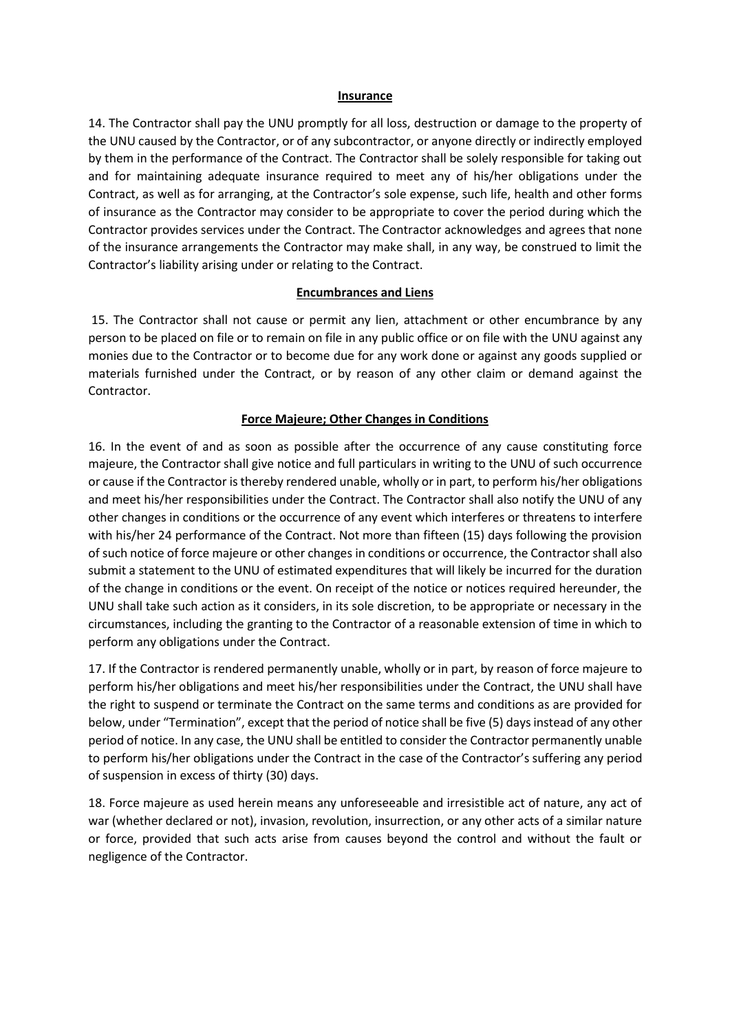**Insurance**

14. The Contractor shall pay the UNU promptly for all loss, destruction or damage to the property of the UNU caused by the Contractor, or of any subcontractor, or anyone directly or indirectly employed by them in the performance of the Contract. The Contractor shall be solely responsible for taking out and for maintaining adequate insurance required to meet any of his/her obligations under the Contract, as well as for arranging, at the Contractor's sole expense, such life, health and other forms of insurance as the Contractor may consider to be appropriate to cover the period during which the Contractor provides services under the Contract. The Contractor acknowledges and agrees that none of the insurance arrangements the Contractor may make shall, in any way, be construed to limit the Contractor's liability arising under or relating to the Contract.

**Encumbrances and Liens**

15. The Contractor shall not cause or permit any lien, attachment or other encumbrance by any person to be placed on file or to remain on file in any public office or on file with the UNU against any monies due to the Contractor or to become due for any work done or against any goods supplied or materials furnished under the Contract, or by reason of any other claim or demand against the Contractor.

**Force Majeure; Other Changes in Conditions**

16. In the event of and as soon as possible after the occurrence of any cause constituting force majeure, the Contractor shall give notice and full particulars in writing to the UNU of such occurrence or cause if the Contractor is thereby rendered unable, wholly or in part, to perform his/her obligations and meet his/her responsibilities under the Contract. The Contractor shall also notify the UNU of any other changes in conditions or the occurrence of any event which interferes or threatens to interfere with his/her 24 performance of the Contract. Not more than fifteen (15) days following the provision of such notice of force majeure or other changes in conditions or occurrence, the Contractor shall also submit a statement to the UNU of estimated expenditures that will likely be incurred for the duration of the change in conditions or the event. On receipt of the notice or notices required hereunder, the UNU shall take such action as it considers, in its sole discretion, to be appropriate or necessary in the circumstances, including the granting to the Contractor of a reasonable extension of time in which to perform any obligations under the Contract.

17. If the Contractor is rendered permanently unable, wholly or in part, by reason of force majeure to perform his/her obligations and meet his/her responsibilities under the Contract, the UNU shall have the right to suspend or terminate the Contract on the same terms and conditions as are provided for below, under "Termination", except that the period of notice shall be five (5) days instead of any other period of notice. In any case, the UNU shall be entitled to consider the Contractor permanently unable to perform his/her obligations under the Contract in the case of the Contractor's suffering any period of suspension in excess of thirty (30) days.

18. Force majeure as used herein means any unforeseeable and irresistible act of nature, any act of war (whether declared or not), invasion, revolution, insurrection, or any other acts of a similar nature or force, provided that such acts arise from causes beyond the control and without the fault or negligence of the Contractor.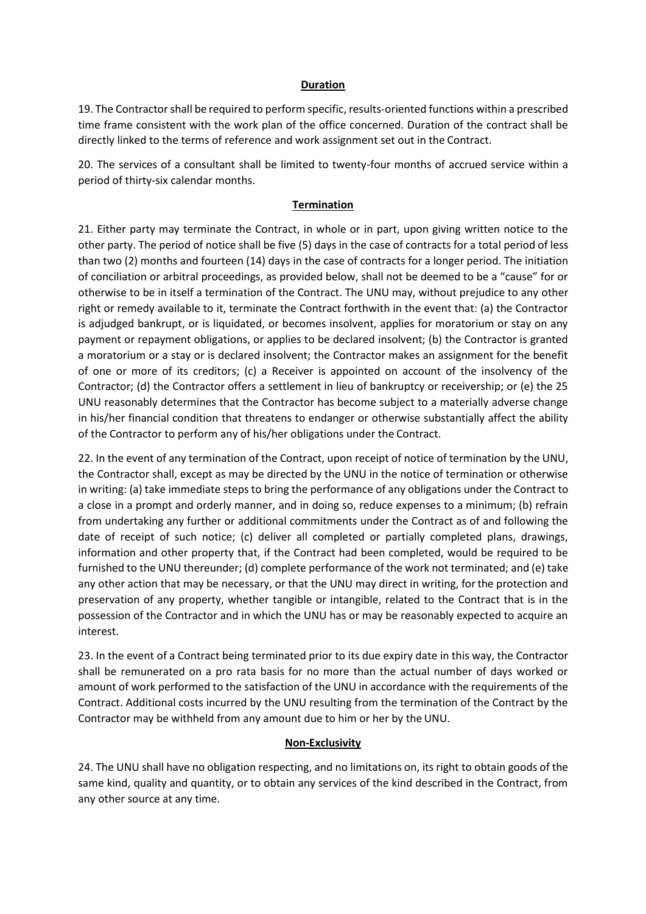**Duration**

19. The Contractor shall be required to perform specific, results-oriented functions within a prescribed time frame consistent with the work plan of the office concerned. Duration of the contract shall be directly linked to the terms of reference and work assignment set out in the Contract.

20. The services of a consultant shall be limited to twenty-four months of accrued service within a period of thirty-six calendar months.

**Termination**

21. Either party may terminate the Contract, in whole or in part, upon giving written notice to the other party. The period of notice shall be five (5) days in the case of contracts for a total period of less than two (2) months and fourteen (14) days in the case of contracts for a longer period. The initiation of conciliation or arbitral proceedings, as provided below, shall not be deemed to be a "cause" for or otherwise to be in itself a termination of the Contract. The UNU may, without prejudice to any other right or remedy available to it, terminate the Contract forthwith in the event that: (a) the Contractor is adjudged bankrupt, or is liquidated, or becomes insolvent, applies for moratorium or stay on any payment or repayment obligations, or applies to be declared insolvent; (b) the Contractor is granted a moratorium or a stay or is declared insolvent; the Contractor makes an assignment for the benefit of one or more of its creditors; (c) a Receiver is appointed on account of the insolvency of the Contractor; (d) the Contractor offers a settlement in lieu of bankruptcy or receivership; or (e) the 25 UNU reasonably determines that the Contractor has become subject to a materially adverse change in his/her financial condition that threatens to endanger or otherwise substantially affect the ability of the Contractor to perform any of his/her obligations under the Contract.

22. In the event of any termination of the Contract, upon receipt of notice of termination by the UNU, the Contractor shall, except as may be directed by the UNU in the notice of termination or otherwise in writing: (a) take immediate steps to bring the performance of any obligations under the Contract to a close in a prompt and orderly manner, and in doing so, reduce expenses to a minimum; (b) refrain from undertaking any further or additional commitments under the Contract as of and following the date of receipt of such notice; (c) deliver all completed or partially completed plans, drawings, information and other property that, if the Contract had been completed, would be required to be furnished to the UNU thereunder; (d) complete performance of the work not terminated; and (e) take any other action that may be necessary, or that the UNU may direct in writing, for the protection and preservation of any property, whether tangible or intangible, related to the Contract that is in the possession of the Contractor and in which the UNU has or may be reasonably expected to acquire an interest.

23. In the event of a Contract being terminated prior to its due expiry date in this way, the Contractor shall be remunerated on a pro rata basis for no more than the actual number of days worked or amount of work performed to the satisfaction of the UNU in accordance with the requirements of the Contract. Additional costs incurred by the UNU resulting from the termination of the Contract by the Contractor may be withheld from any amount due to him or her by the UNU.

**Non-Exclusivity**

24. The UNU shall have no obligation respecting, and no limitations on, its right to obtain goods of the same kind, quality and quantity, or to obtain any services of the kind described in the Contract, from any other source at any time.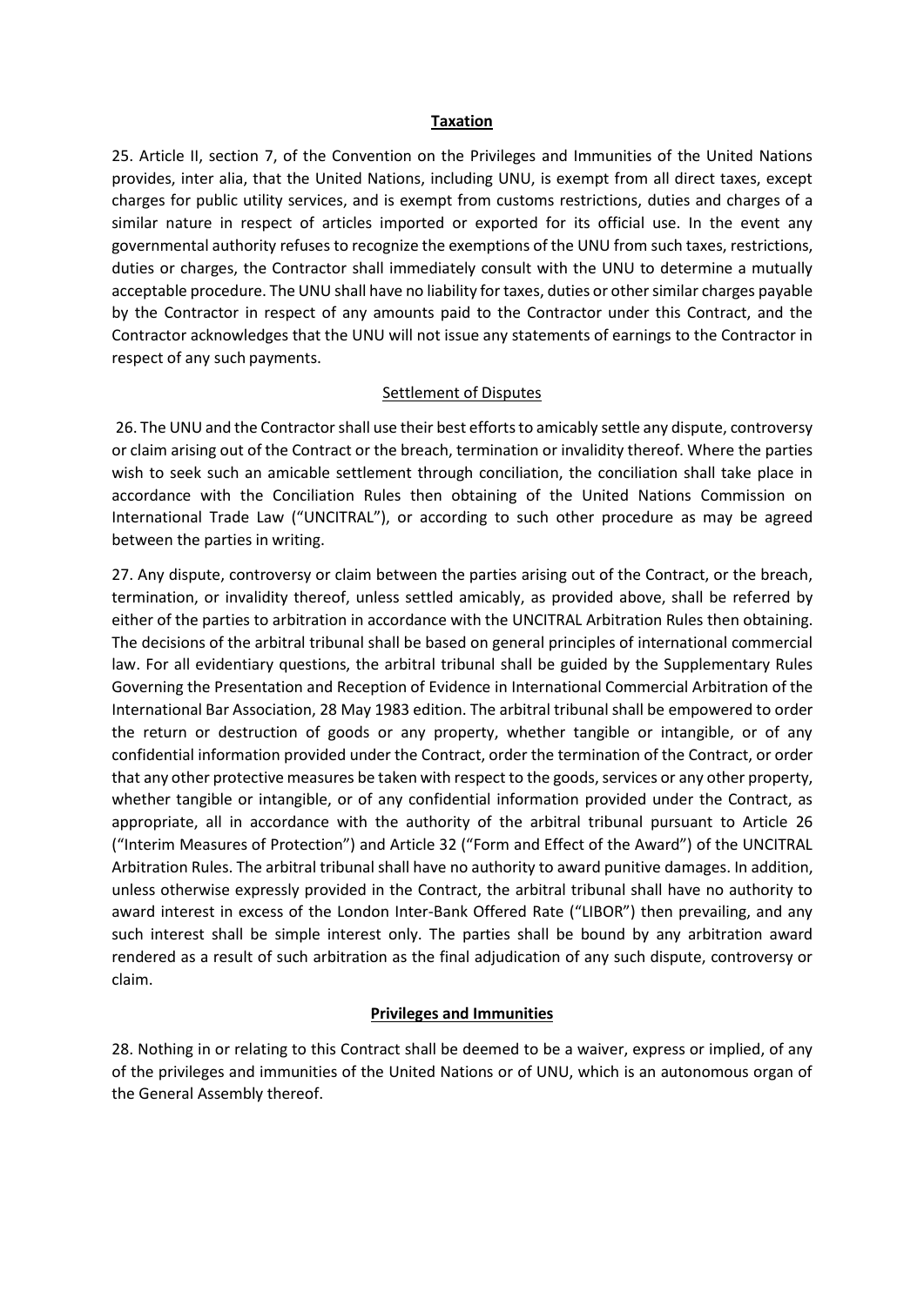**Taxation**

25. Article II, section 7, of the Convention on the Privileges and Immunities of the United Nations provides, inter alia, that the United Nations, including UNU, is exempt from all direct taxes, except charges for public utility services, and is exempt from customs restrictions, duties and charges of a similar nature in respect of articles imported or exported for its official use. In the event any governmental authority refuses to recognize the exemptions of the UNU from such taxes, restrictions, duties or charges, the Contractor shall immediately consult with the UNU to determine a mutually acceptable procedure. The UNU shall have no liability for taxes, duties or other similar charges payable by the Contractor in respect of any amounts paid to the Contractor under this Contract, and the Contractor acknowledges that the UNU will not issue any statements of earnings to the Contractor in respect of any such payments.

Settlement of Disputes

26. The UNU and the Contractor shall use their best efforts to amicably settle any dispute, controversy or claim arising out of the Contract or the breach, termination or invalidity thereof. Where the parties wish to seek such an amicable settlement through conciliation, the conciliation shall take place in accordance with the Conciliation Rules then obtaining of the United Nations Commission on International Trade Law ("UNCITRAL"), or according to such other procedure as may be agreed between the parties in writing.

27. Any dispute, controversy or claim between the parties arising out of the Contract, or the breach, termination, or invalidity thereof, unless settled amicably, as provided above, shall be referred by either of the parties to arbitration in accordance with the UNCITRAL Arbitration Rules then obtaining. The decisions of the arbitral tribunal shall be based on general principles of international commercial law. For all evidentiary questions, the arbitral tribunal shall be guided by the Supplementary Rules Governing the Presentation and Reception of Evidence in International Commercial Arbitration of the International Bar Association, 28 May 1983 edition. The arbitral tribunal shall be empowered to order the return or destruction of goods or any property, whether tangible or intangible, or of any confidential information provided under the Contract, order the termination of the Contract, or order that any other protective measures be taken with respect to the goods, services or any other property, whether tangible or intangible, or of any confidential information provided under the Contract, as appropriate, all in accordance with the authority of the arbitral tribunal pursuant to Article 26 ("Interim Measures of Protection") and Article 32 ("Form and Effect of the Award") of the UNCITRAL Arbitration Rules. The arbitral tribunal shall have no authority to award punitive damages. In addition, unless otherwise expressly provided in the Contract, the arbitral tribunal shall have no authority to award interest in excess of the London Inter-Bank Offered Rate ("LIBOR") then prevailing, and any such interest shall be simple interest only. The parties shall be bound by any arbitration award rendered as a result of such arbitration as the final adjudication of any such dispute, controversy or claim.

**Privileges and Immunities**

28. Nothing in or relating to this Contract shall be deemed to be a waiver, express or implied, of any of the privileges and immunities of the United Nations or of UNU, which is an autonomous organ of the General Assembly thereof.